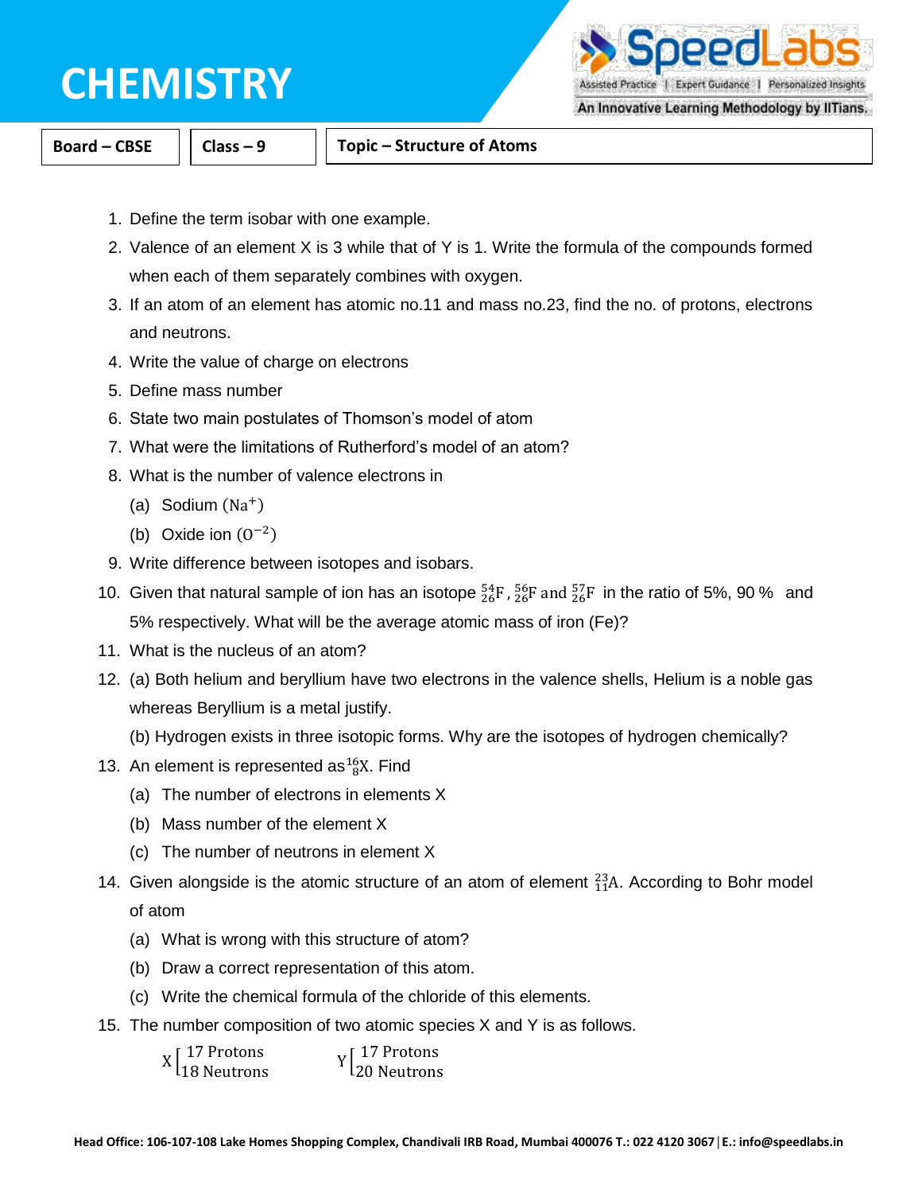# CHEMISTRY

| Board – CBSE | Class – 9 | Topic – Structure of Atoms |
|---|---|---|

1. Define the term isobar with one example.
2. Valence of an element X is 3 while that of Y is 1. Write the formula of the compounds formed when each of them separately combines with oxygen.
3. If an atom of an element has atomic no.11 and mass no.23, find the no. of protons, electrons and neutrons.
4. Write the value of charge on electrons
5. Define mass number
6. State two main postulates of Thomson's model of atom
7. What were the limitations of Rutherford's model of an atom?
8. What is the number of valence electrons in
   (a) Sodium ($Na^{+}$)
   (b) Oxide ion ($O^{-2}$)
9. Write difference between isotopes and isobars.
10. Given that natural sample of ion has an isotope $^{54}_{26}F$ , $^{56}_{26}F$ and $^{57}_{26}F$ in the ratio of 5%, 90 % and 5% respectively. What will be the average atomic mass of iron (Fe)?
11. What is the nucleus of an atom?
12. (a) Both helium and beryllium have two electrons in the valence shells, Helium is a noble gas whereas Beryllium is a metal justify.
    (b) Hydrogen exists in three isotopic forms. Why are the isotopes of hydrogen chemically?
13. An element is represented as $^{16}_{8}X$. Find
    (a) The number of electrons in elements X
    (b) Mass number of the element X
    (c) The number of neutrons in element X
14. Given alongside is the atomic structure of an atom of element $^{23}_{11}A$. According to Bohr model of atom
    (a) What is wrong with this structure of atom?
    (b) Draw a correct representation of this atom.
    (c) Write the chemical formula of the chloride of this elements.
15. The number composition of two atomic species X and Y is as follows.

    X [17 Protons, 18 Neutrons]     Y [17 Protons, 20 Neutrons]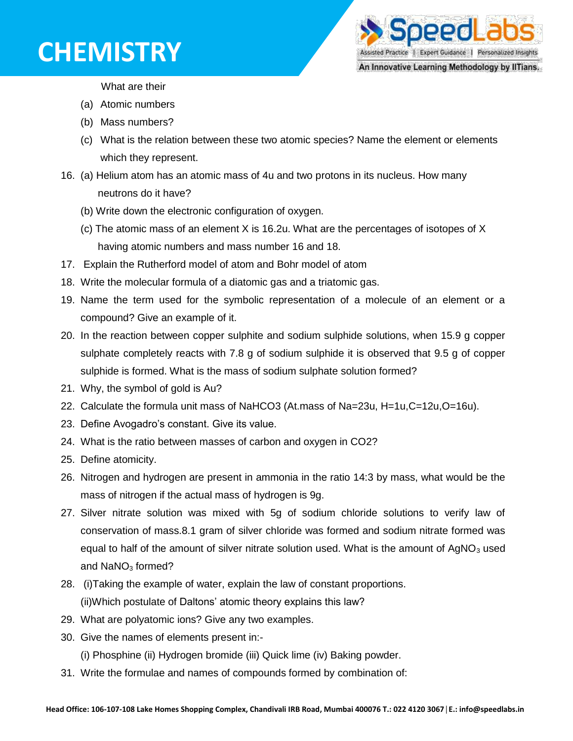What are their

(a) Atomic numbers

(b) Mass numbers?

(c) What is the relation between these two atomic species? Name the element or elements which they represent.

16. (a) Helium atom has an atomic mass of 4u and two protons in its nucleus. How many neutrons do it have?

    (b) Write down the electronic configuration of oxygen.

    (c) The atomic mass of an element X is 16.2u. What are the percentages of isotopes of X having atomic numbers and mass number 16 and 18.

17. Explain the Rutherford model of atom and Bohr model of atom

18. Write the molecular formula of a diatomic gas and a triatomic gas.

19. Name the term used for the symbolic representation of a molecule of an element or a compound? Give an example of it.

20. In the reaction between copper sulphite and sodium sulphide solutions, when 15.9 g copper sulphate completely reacts with 7.8 g of sodium sulphide it is observed that 9.5 g of copper sulphide is formed. What is the mass of sodium sulphate solution formed?

21. Why, the symbol of gold is Au?

22. Calculate the formula unit mass of NaHCO3 (At.mass of Na=23u, H=1u,C=12u,O=16u).

23. Define Avogadro's constant. Give its value.

24. What is the ratio between masses of carbon and oxygen in CO2?

25. Define atomicity.

26. Nitrogen and hydrogen are present in ammonia in the ratio 14:3 by mass, what would be the mass of nitrogen if the actual mass of hydrogen is 9g.

27. Silver nitrate solution was mixed with 5g of sodium chloride solutions to verify law of conservation of mass.8.1 gram of silver chloride was formed and sodium nitrate formed was equal to half of the amount of silver nitrate solution used. What is the amount of $AgNO_3$ used and $NaNO_3$ formed?

28. (i)Taking the example of water, explain the law of constant proportions.

    (ii)Which postulate of Daltons' atomic theory explains this law?

29. What are polyatomic ions? Give any two examples.

30. Give the names of elements present in:-

    (i) Phosphine (ii) Hydrogen bromide (iii) Quick lime (iv) Baking powder.

31. Write the formulae and names of compounds formed by combination of: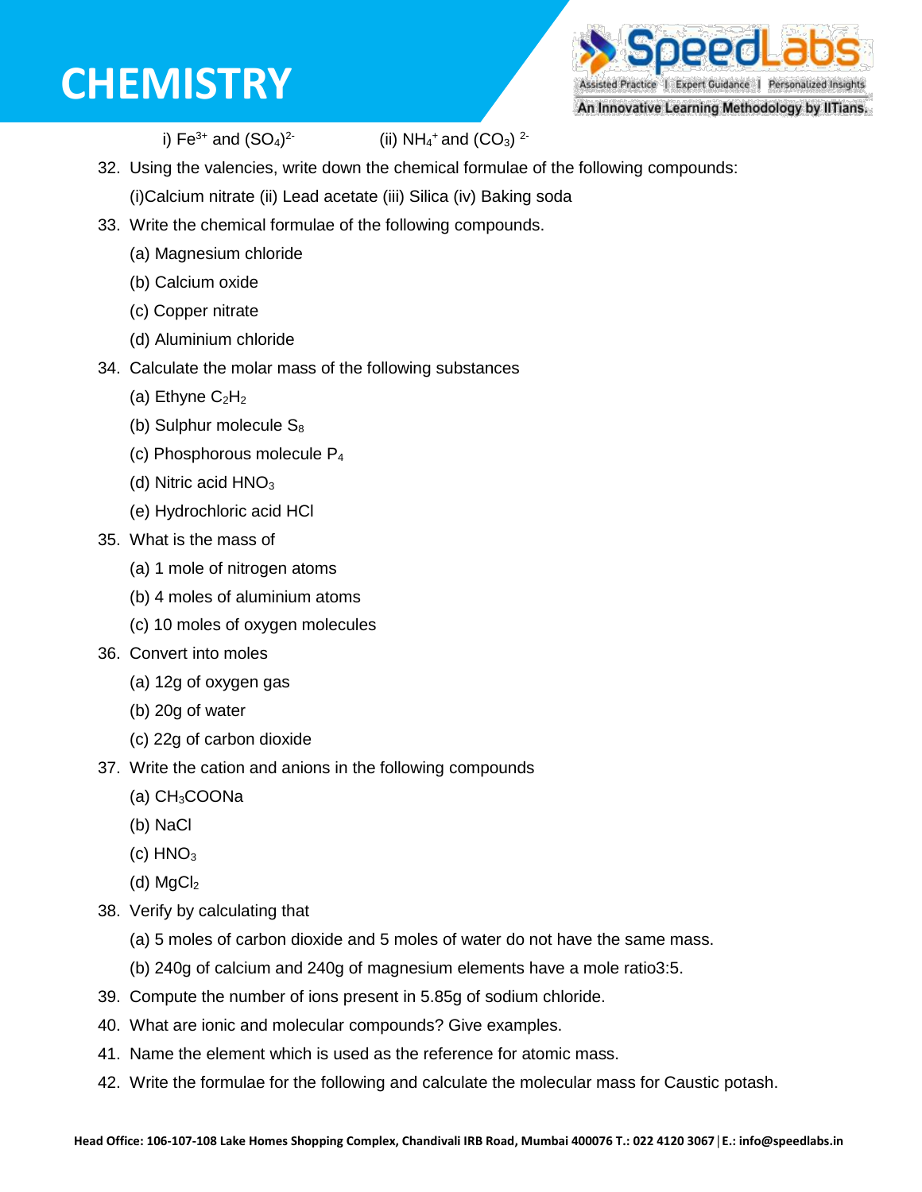i) $Fe^{3+}$ and $(SO_4)^{2-}$ (ii) $NH_4^+$ and $(CO_3)^{2-}$

32. Using the valencies, write down the chemical formulae of the following compounds:

    (i)Calcium nitrate (ii) Lead acetate (iii) Silica (iv) Baking soda

33. Write the chemical formulae of the following compounds.

    (a) Magnesium chloride

    (b) Calcium oxide

    (c) Copper nitrate

    (d) Aluminium chloride

34. Calculate the molar mass of the following substances

    (a) Ethyne $C_2H_2$

    (b) Sulphur molecule $S_8$

    (c) Phosphorous molecule $P_4$

    (d) Nitric acid $HNO_3$

    (e) Hydrochloric acid HCl

35. What is the mass of

    (a) 1 mole of nitrogen atoms

    (b) 4 moles of aluminium atoms

    (c) 10 moles of oxygen molecules

36. Convert into moles

    (a) 12g of oxygen gas

    (b) 20g of water

    (c) 22g of carbon dioxide

37. Write the cation and anions in the following compounds

    (a) $CH_3COONa$

    (b) NaCl

    (c) $HNO_3$

    (d) $MgCl_2$

38. Verify by calculating that

    (a) 5 moles of carbon dioxide and 5 moles of water do not have the same mass.

    (b) 240g of calcium and 240g of magnesium elements have a mole ratio3:5.

39. Compute the number of ions present in 5.85g of sodium chloride.

40. What are ionic and molecular compounds? Give examples.

41. Name the element which is used as the reference for atomic mass.

42. Write the formulae for the following and calculate the molecular mass for Caustic potash.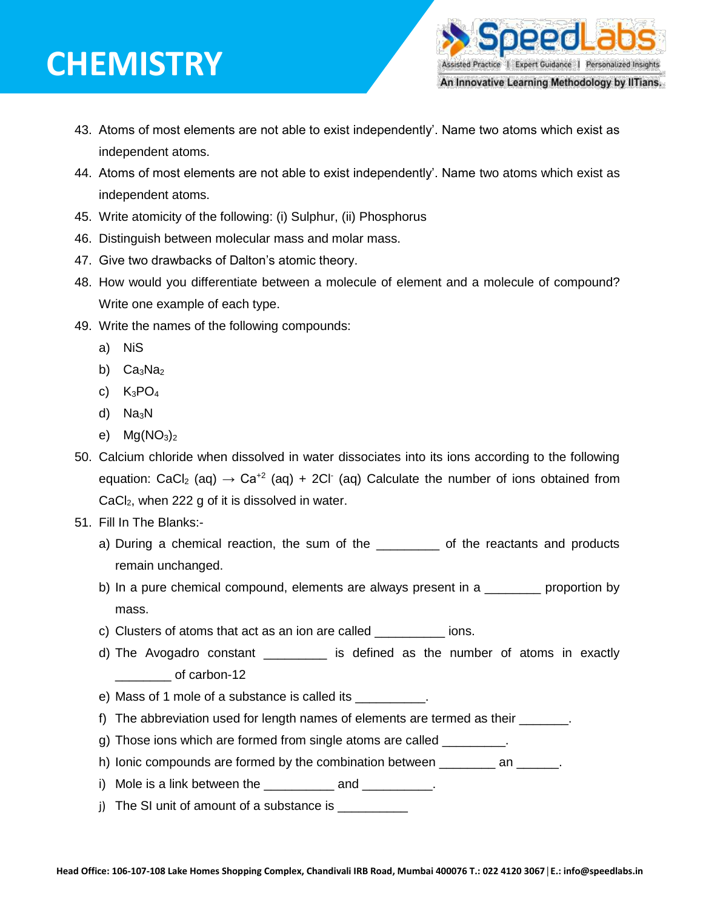43. Atoms of most elements are not able to exist independently'. Name two atoms which exist as independent atoms.
44. Atoms of most elements are not able to exist independently'. Name two atoms which exist as independent atoms.
45. Write atomicity of the following: (i) Sulphur, (ii) Phosphorus
46. Distinguish between molecular mass and molar mass.
47. Give two drawbacks of Dalton's atomic theory.
48. How would you differentiate between a molecule of element and a molecule of compound? Write one example of each type.
49. Write the names of the following compounds:
    a) NiS
    b) $Ca_3Na_2$
    c) $K_3PO_4$
    d) $Na_3N$
    e) $Mg(NO_3)_2$
50. Calcium chloride when dissolved in water dissociates into its ions according to the following equation: $CaCl_2$ (aq) → $Ca^{+2}$ (aq) + $2Cl^-$ (aq) Calculate the number of ions obtained from $CaCl_2$, when 222 g of it is dissolved in water.
51. Fill In The Blanks:-
    a) During a chemical reaction, the sum of the _________ of the reactants and products remain unchanged.
    b) In a pure chemical compound, elements are always present in a ________ proportion by mass.
    c) Clusters of atoms that act as an ion are called __________ ions.
    d) The Avogadro constant _________ is defined as the number of atoms in exactly ________ of carbon-12
    e) Mass of 1 mole of a substance is called its __________.
    f) The abbreviation used for length names of elements are termed as their _______.
    g) Those ions which are formed from single atoms are called _________.
    h) Ionic compounds are formed by the combination between ________ an ______.
    i) Mole is a link between the __________ and __________.
    j) The SI unit of amount of a substance is __________